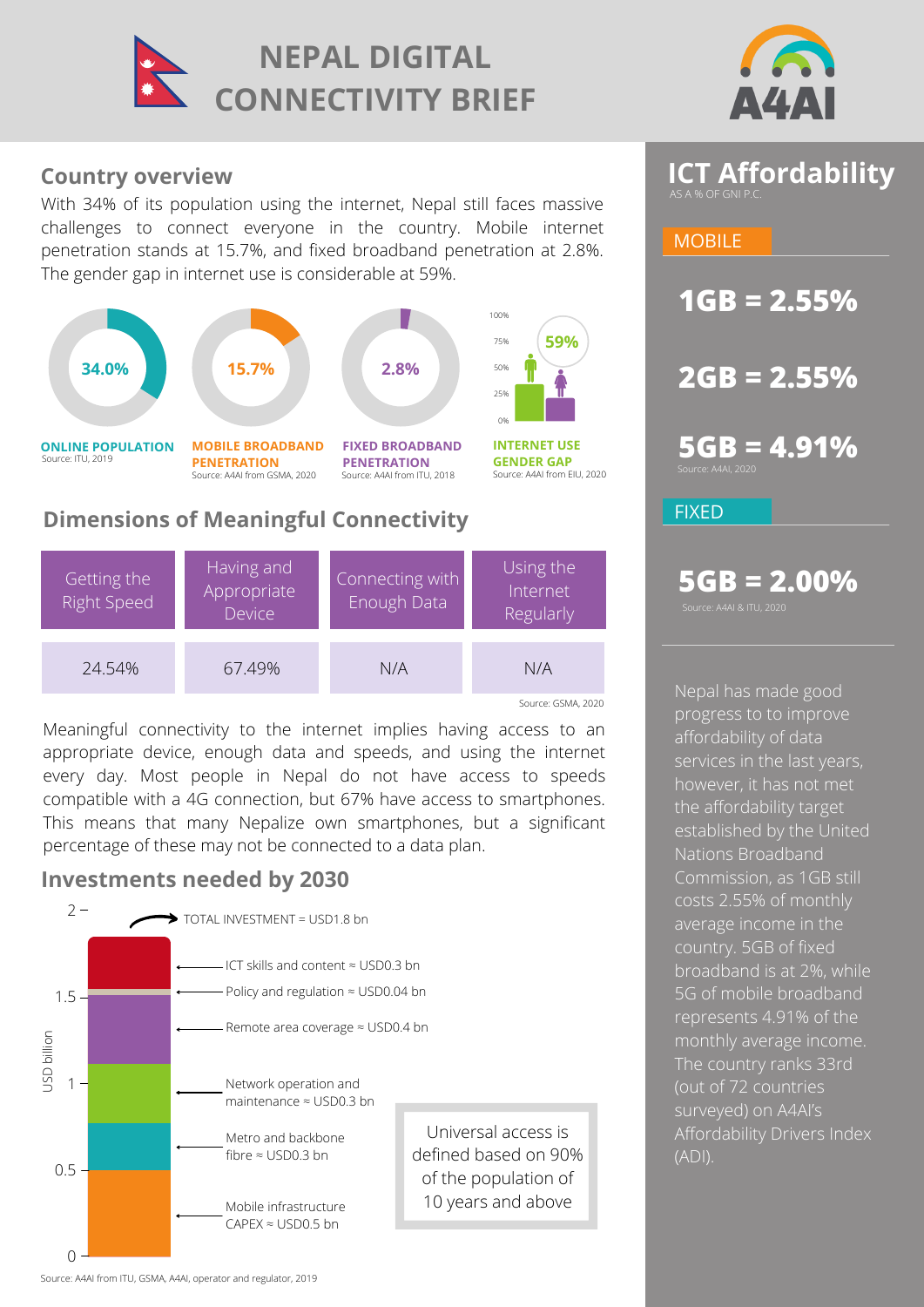# NEPAL DIGITAL CONNECTIVITY BRIEF

A4AI

## Country overview

With 34% of its population using the internet, Nepal still faces massive challenges to connect everyone in the country. Mobile internet penetration stands at 15.7%, and fixed broadband penetration at 2.8%. The gender gap in internet use is considerable at 59%.

**34.0%** — **ONLINE POPULATION** Source: ITU, 2019

**15.7%** — **MOBILE BROADBAND PENETRATION** Source: A4AI from GSMA, 2020

**2.8%** — **FIXED BROADBAND PENETRATION** Source: A4AI from ITU, 2018

**59%** — **INTERNET USE GENDER GAP** Source: A4AI from EIU, 2020

## Dimensions of Meaningful Connectivity

| Getting the Right Speed | Having and Appropriate Device | Connecting with Enough Data | Using the Internet Regularly |
|---|---|---|---|
| 24.54% | 67.49% | N/A | N/A |

Source: GSMA, 2020

Meaningful connectivity to the internet implies having access to an appropriate device, enough data and speeds, and using the internet every day. Most people in Nepal do not have access to speeds compatible with a 4G connection, but 67% have access to smartphones. This means that many Nepalize own smartphones, but a significant percentage of these may not be connected to a data plan.

## Investments needed by 2030

TOTAL INVESTMENT = USD1.8 bn

- ICT skills and content ≈ USD0.3 bn
- Policy and regulation ≈ USD0.04 bn
- Remote area coverage ≈ USD0.4 bn
- Network operation and maintenance ≈ USD0.3 bn
- Metro and backbone fibre ≈ USD0.3 bn
- Mobile infrastructure CAPEX ≈ USD0.5 bn

Universal access is defined based on 90% of the population of 10 years and above

Source: A4AI from ITU, GSMA, A4AI, operator and regulator, 2019

## ICT Affordability

AS A % OF GNI P.C.

### MOBILE

**1GB = 2.55%**

**2GB = 2.55%**

**5GB = 4.91%**

Source: A4AI, 2020

### FIXED

**5GB = 2.00%**

Source: A4AI & ITU, 2020

Nepal has made good progress to to improve affordability of data services in the last years, however, it has not met the affordability target established by the United Nations Broadband Commission, as 1GB still costs 2.55% of monthly average income in the country. 5GB of fixed broadband is at 2%, while 5G of mobile broadband represents 4.91% of the monthly average income. The country ranks 33rd (out of 72 countries surveyed) on A4AI's Affordability Drivers Index (ADI).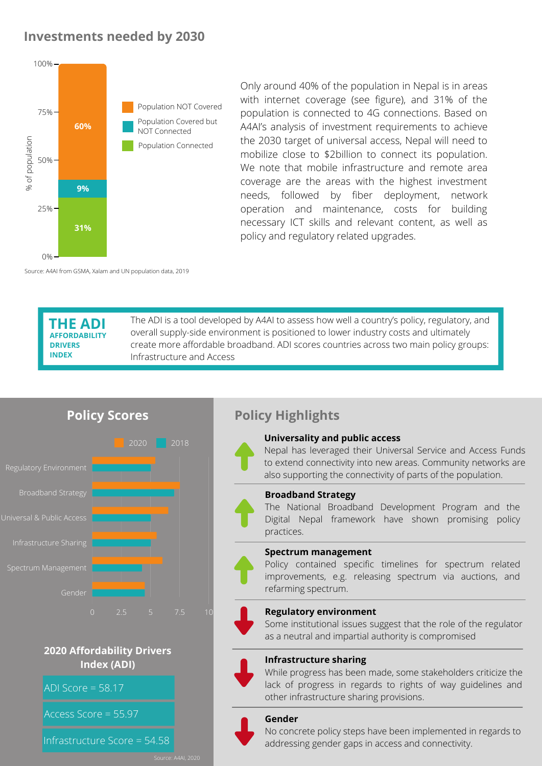## Investments needed by 2030

100%
75%
50%
25%
0%
% of population
60%
9%
31%
Population NOT Covered
Population Covered but NOT Connected
Population Connected

Source: A4AI from GSMA, Xalam and UN population data, 2019

Only around 40% of the population in Nepal is in areas with internet coverage (see figure), and 31% of the population is connected to 4G connections. Based on A4AI's analysis of investment requirements to achieve the 2030 target of universal access, Nepal will need to mobilize close to $2billion to connect its population. We note that mobile infrastructure and remote area coverage are the areas with the highest investment needs, followed by fiber deployment, network operation and maintenance, costs for building necessary ICT skills and relevant content, as well as policy and regulatory related upgrades.

**THE ADI**
**AFFORDABILITY DRIVERS INDEX**

The ADI is a tool developed by A4AI to assess how well a country's policy, regulatory, and overall supply-side environment is positioned to lower industry costs and ultimately create more affordable broadband. ADI scores countries across two main policy groups: Infrastructure and Access

## Policy Scores

2020
2018
Regulatory Environment
Broadband Strategy
Universal & Public Access
Infrastructure Sharing
Spectrum Management
Gender
0
2.5
5
7.5
10

### 2020 Affordability Drivers Index (ADI)

ADI Score = 58.17

Access Score = 55.97

Infrastructure Score = 54.58

Source: A4AI, 2020

## Policy Highlights

**Universality and public access**
Nepal has leveraged their Universal Service and Access Funds to extend connectivity into new areas. Community networks are also supporting the connectivity of parts of the population.

**Broadband Strategy**
The National Broadband Development Program and the Digital Nepal framework have shown promising policy practices.

**Spectrum management**
Policy contained specific timelines for spectrum related improvements, e.g. releasing spectrum via auctions, and refarming spectrum.

**Regulatory environment**
Some institutional issues suggest that the role of the regulator as a neutral and impartial authority is compromised

**Infrastructure sharing**
While progress has been made, some stakeholders criticize the lack of progress in regards to rights of way guidelines and other infrastructure sharing provisions.

**Gender**
No concrete policy steps have been implemented in regards to addressing gender gaps in access and connectivity.